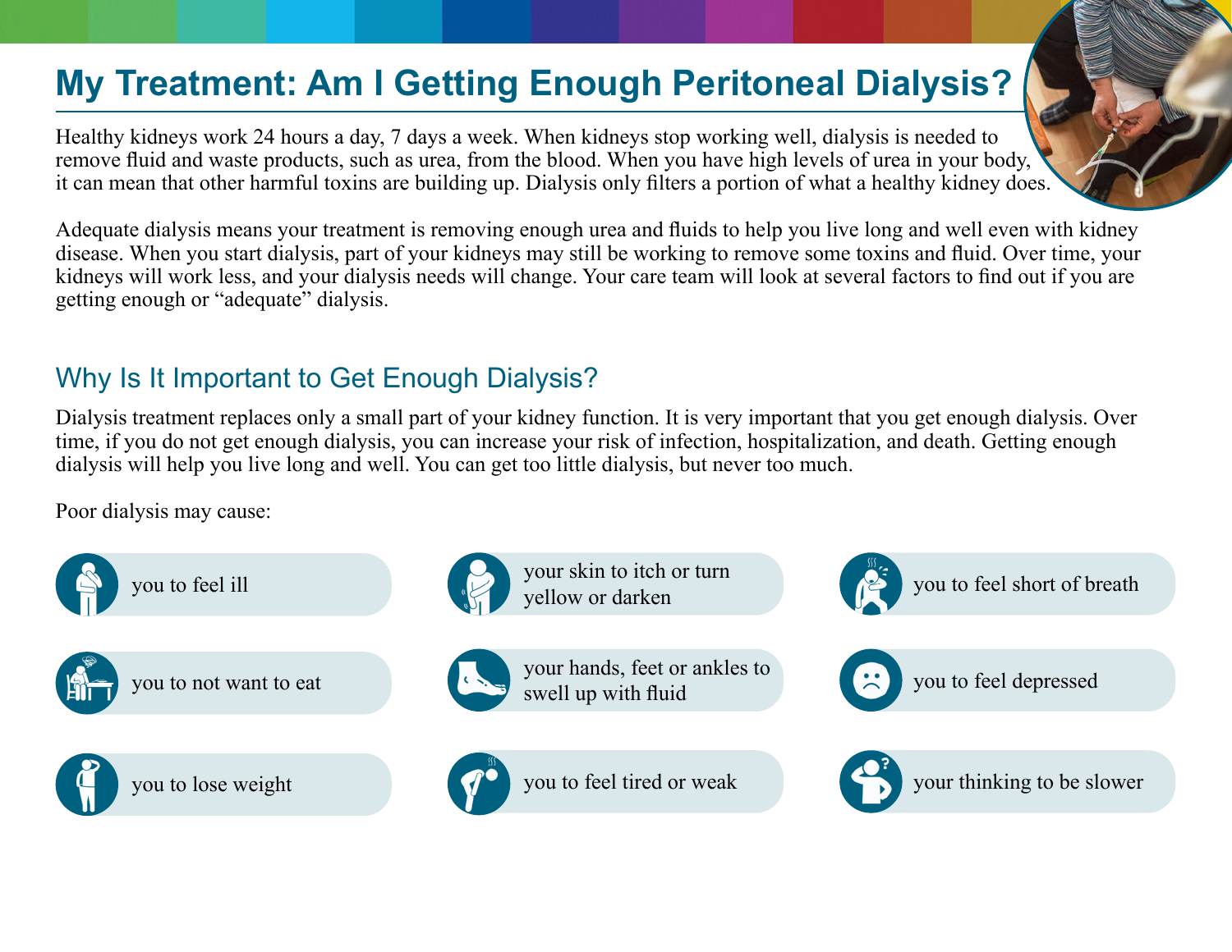# My Treatment: Am I Getting Enough Peritoneal Dialysis?

Healthy kidneys work 24 hours a day, 7 days a week. When kidneys stop working well, dialysis is needed to remove fluid and waste products, such as urea, from the blood. When you have high levels of urea in your body, it can mean that other harmful toxins are building up. Dialysis only filters a portion of what a healthy kidney does.

Adequate dialysis means your treatment is removing enough urea and fluids to help you live long and well even with kidney disease. When you start dialysis, part of your kidneys may still be working to remove some toxins and fluid. Over time, your kidneys will work less, and your dialysis needs will change. Your care team will look at several factors to find out if you are getting enough or "adequate" dialysis.

## Why Is It Important to Get Enough Dialysis?

Dialysis treatment replaces only a small part of your kidney function. It is very important that you get enough dialysis. Over time, if you do not get enough dialysis, you can increase your risk of infection, hospitalization, and death. Getting enough dialysis will help you live long and well. You can get too little dialysis, but never too much.

Poor dialysis may cause:

- you to feel ill
- you to not want to eat
- you to lose weight
- your skin to itch or turn yellow or darken
- your hands, feet or ankles to swell up with fluid
- you to feel tired or weak
- you to feel short of breath
- you to feel depressed
- your thinking to be slower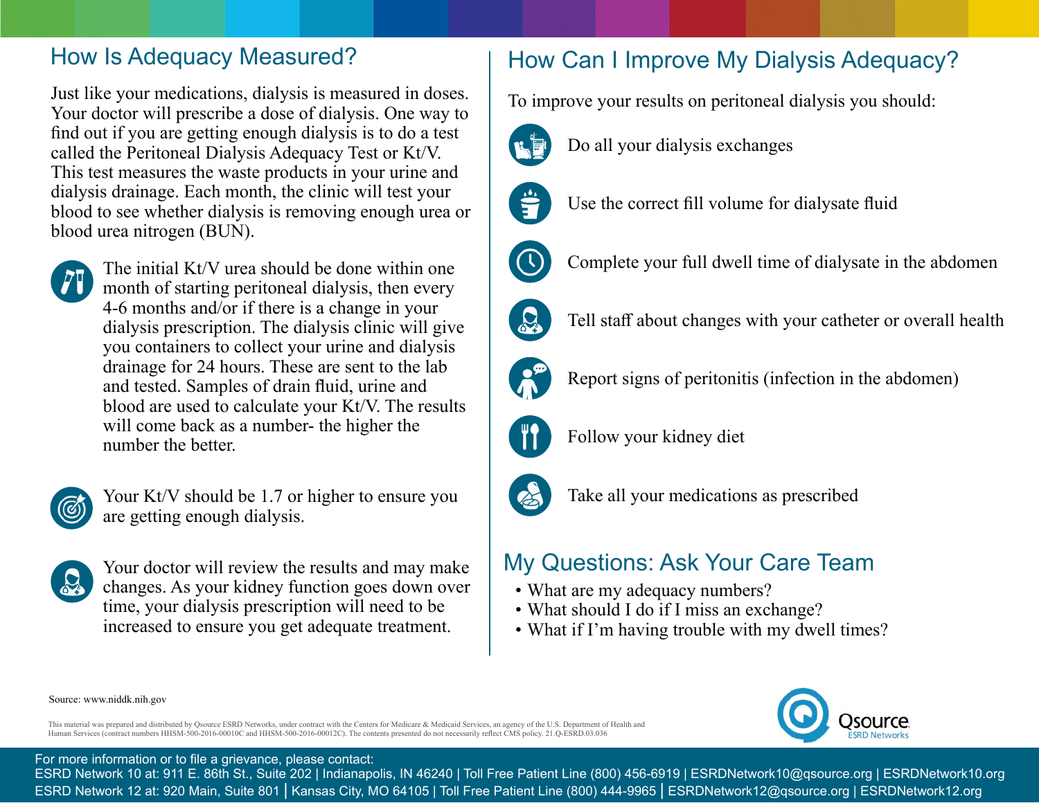## How Is Adequacy Measured?

Just like your medications, dialysis is measured in doses. Your doctor will prescribe a dose of dialysis. One way to find out if you are getting enough dialysis is to do a test called the Peritoneal Dialysis Adequacy Test or Kt/V. This test measures the waste products in your urine and dialysis drainage. Each month, the clinic will test your blood to see whether dialysis is removing enough urea or blood urea nitrogen (BUN).

The initial Kt/V urea should be done within one month of starting peritoneal dialysis, then every 4-6 months and/or if there is a change in your dialysis prescription. The dialysis clinic will give you containers to collect your urine and dialysis drainage for 24 hours. These are sent to the lab and tested. Samples of drain fluid, urine and blood are used to calculate your Kt/V. The results will come back as a number- the higher the number the better.

Your Kt/V should be 1.7 or higher to ensure you are getting enough dialysis.

Your doctor will review the results and may make changes. As your kidney function goes down over time, your dialysis prescription will need to be increased to ensure you get adequate treatment.

## How Can I Improve My Dialysis Adequacy?

To improve your results on peritoneal dialysis you should:

- Do all your dialysis exchanges
- Use the correct fill volume for dialysate fluid
- Complete your full dwell time of dialysate in the abdomen
- Tell staff about changes with your catheter or overall health
- Report signs of peritonitis (infection in the abdomen)
- Follow your kidney diet
- Take all your medications as prescribed

## My Questions: Ask Your Care Team

- What are my adequacy numbers?
- What should I do if I miss an exchange?
- What if I'm having trouble with my dwell times?

Source: www.niddk.nih.gov

This material was prepared and distributed by Qsource ESRD Networks, under contract with the Centers for Medicare & Medicaid Services, an agency of the U.S. Department of Health and Human Services (contract numbers HHSM-500-2016-00010C and HHSM-500-2016-00012C). The contents presented do not necessarily reflect CMS policy. 21.Q-ESRD.03.036

Qsource ESRD Networks

For more information or to file a grievance, please contact:
ESRD Network 10 at: 911 E. 86th St., Suite 202 | Indianapolis, IN 46240 | Toll Free Patient Line (800) 456-6919 | ESRDNetwork10@qsource.org | ESRDNetwork10.org
ESRD Network 12 at: 920 Main, Suite 801 | Kansas City, MO 64105 | Toll Free Patient Line (800) 444-9965 | ESRDNetwork12@qsource.org | ESRDNetwork12.org